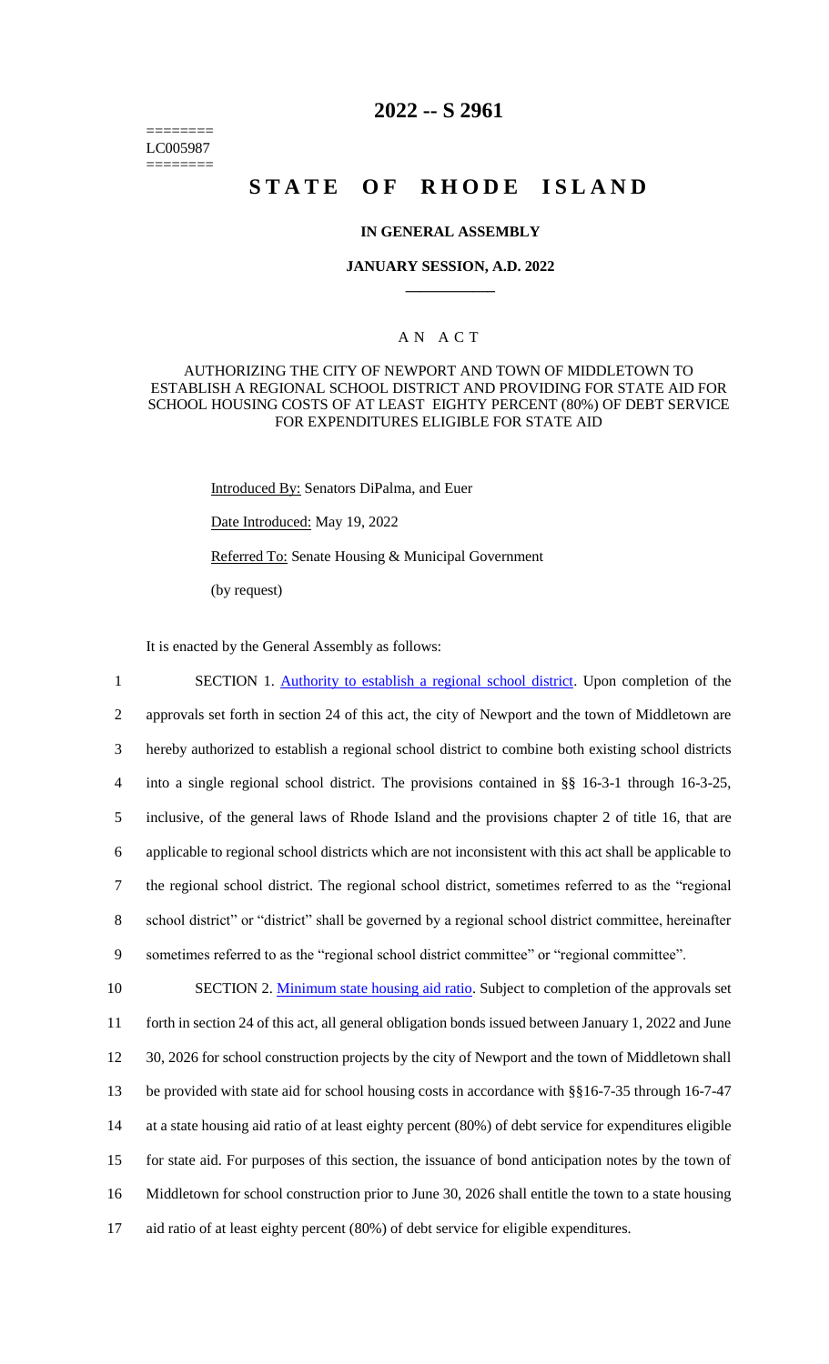========
LC005987
========

# 2022 -- S 2961

# STATE OF RHODE ISLAND

## IN GENERAL ASSEMBLY

### JANUARY SESSION, A.D. 2022

### A N A C T

AUTHORIZING THE CITY OF NEWPORT AND TOWN OF MIDDLETOWN TO ESTABLISH A REGIONAL SCHOOL DISTRICT AND PROVIDING FOR STATE AID FOR SCHOOL HOUSING COSTS OF AT LEAST EIGHTY PERCENT (80%) OF DEBT SERVICE FOR EXPENDITURES ELIGIBLE FOR STATE AID

Introduced By: Senators DiPalma, and Euer

Date Introduced: May 19, 2022

Referred To: Senate Housing & Municipal Government

(by request)

It is enacted by the General Assembly as follows:

1 SECTION 1. Authority to establish a regional school district. Upon completion of the
2 approvals set forth in section 24 of this act, the city of Newport and the town of Middletown are
3 hereby authorized to establish a regional school district to combine both existing school districts
4 into a single regional school district. The provisions contained in §§ 16-3-1 through 16-3-25,
5 inclusive, of the general laws of Rhode Island and the provisions chapter 2 of title 16, that are
6 applicable to regional school districts which are not inconsistent with this act shall be applicable to
7 the regional school district. The regional school district, sometimes referred to as the "regional
8 school district" or "district" shall be governed by a regional school district committee, hereinafter
9 sometimes referred to as the "regional school district committee" or "regional committee".

10 SECTION 2. Minimum state housing aid ratio. Subject to completion of the approvals set
11 forth in section 24 of this act, all general obligation bonds issued between January 1, 2022 and June
12 30, 2026 for school construction projects by the city of Newport and the town of Middletown shall
13 be provided with state aid for school housing costs in accordance with §§16-7-35 through 16-7-47
14 at a state housing aid ratio of at least eighty percent (80%) of debt service for expenditures eligible
15 for state aid. For purposes of this section, the issuance of bond anticipation notes by the town of
16 Middletown for school construction prior to June 30, 2026 shall entitle the town to a state housing
17 aid ratio of at least eighty percent (80%) of debt service for eligible expenditures.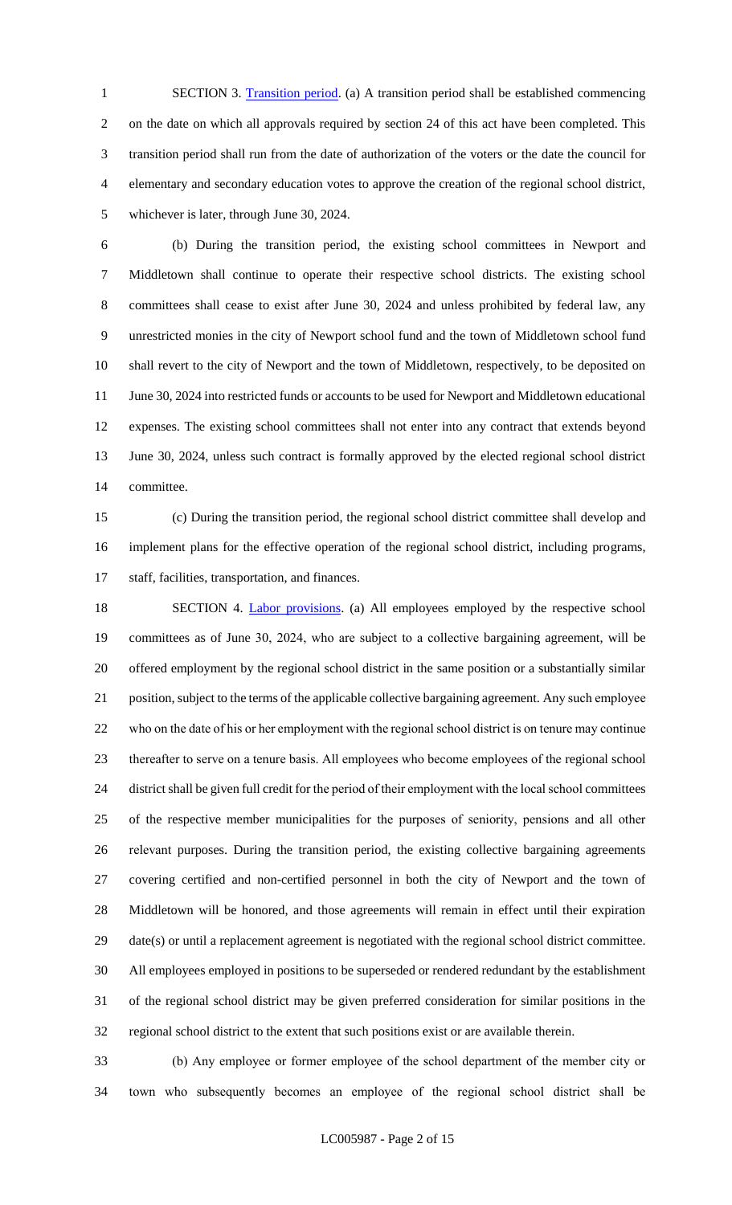SECTION 3. Transition period. (a) A transition period shall be established commencing on the date on which all approvals required by section 24 of this act have been completed. This transition period shall run from the date of authorization of the voters or the date the council for elementary and secondary education votes to approve the creation of the regional school district, whichever is later, through June 30, 2024.

(b) During the transition period, the existing school committees in Newport and Middletown shall continue to operate their respective school districts. The existing school committees shall cease to exist after June 30, 2024 and unless prohibited by federal law, any unrestricted monies in the city of Newport school fund and the town of Middletown school fund shall revert to the city of Newport and the town of Middletown, respectively, to be deposited on June 30, 2024 into restricted funds or accounts to be used for Newport and Middletown educational expenses. The existing school committees shall not enter into any contract that extends beyond June 30, 2024, unless such contract is formally approved by the elected regional school district committee.

(c) During the transition period, the regional school district committee shall develop and implement plans for the effective operation of the regional school district, including programs, staff, facilities, transportation, and finances.

SECTION 4. Labor provisions. (a) All employees employed by the respective school committees as of June 30, 2024, who are subject to a collective bargaining agreement, will be offered employment by the regional school district in the same position or a substantially similar position, subject to the terms of the applicable collective bargaining agreement. Any such employee who on the date of his or her employment with the regional school district is on tenure may continue thereafter to serve on a tenure basis. All employees who become employees of the regional school district shall be given full credit for the period of their employment with the local school committees of the respective member municipalities for the purposes of seniority, pensions and all other relevant purposes. During the transition period, the existing collective bargaining agreements covering certified and non-certified personnel in both the city of Newport and the town of Middletown will be honored, and those agreements will remain in effect until their expiration date(s) or until a replacement agreement is negotiated with the regional school district committee. All employees employed in positions to be superseded or rendered redundant by the establishment of the regional school district may be given preferred consideration for similar positions in the regional school district to the extent that such positions exist or are available therein.

(b) Any employee or former employee of the school department of the member city or town who subsequently becomes an employee of the regional school district shall be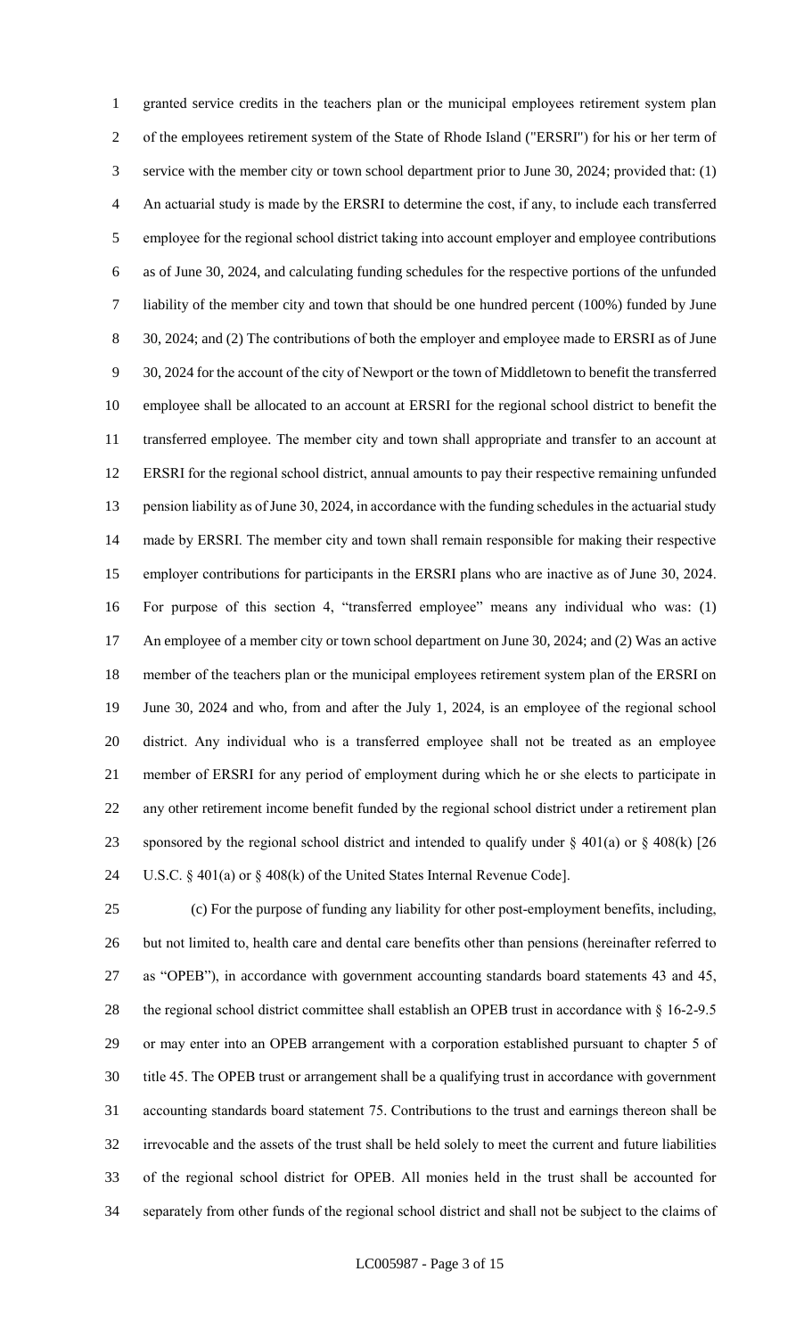granted service credits in the teachers plan or the municipal employees retirement system plan of the employees retirement system of the State of Rhode Island ("ERSRI") for his or her term of service with the member city or town school department prior to June 30, 2024; provided that: (1) An actuarial study is made by the ERSRI to determine the cost, if any, to include each transferred employee for the regional school district taking into account employer and employee contributions as of June 30, 2024, and calculating funding schedules for the respective portions of the unfunded liability of the member city and town that should be one hundred percent (100%) funded by June 30, 2024; and (2) The contributions of both the employer and employee made to ERSRI as of June 30, 2024 for the account of the city of Newport or the town of Middletown to benefit the transferred employee shall be allocated to an account at ERSRI for the regional school district to benefit the transferred employee. The member city and town shall appropriate and transfer to an account at ERSRI for the regional school district, annual amounts to pay their respective remaining unfunded pension liability as of June 30, 2024, in accordance with the funding schedules in the actuarial study made by ERSRI. The member city and town shall remain responsible for making their respective employer contributions for participants in the ERSRI plans who are inactive as of June 30, 2024. For purpose of this section 4, "transferred employee" means any individual who was: (1) An employee of a member city or town school department on June 30, 2024; and (2) Was an active member of the teachers plan or the municipal employees retirement system plan of the ERSRI on June 30, 2024 and who, from and after the July 1, 2024, is an employee of the regional school district. Any individual who is a transferred employee shall not be treated as an employee member of ERSRI for any period of employment during which he or she elects to participate in any other retirement income benefit funded by the regional school district under a retirement plan sponsored by the regional school district and intended to qualify under § 401(a) or § 408(k) [26 U.S.C. § 401(a) or § 408(k) of the United States Internal Revenue Code].

(c) For the purpose of funding any liability for other post-employment benefits, including, but not limited to, health care and dental care benefits other than pensions (hereinafter referred to as "OPEB"), in accordance with government accounting standards board statements 43 and 45, the regional school district committee shall establish an OPEB trust in accordance with § 16-2-9.5 or may enter into an OPEB arrangement with a corporation established pursuant to chapter 5 of title 45. The OPEB trust or arrangement shall be a qualifying trust in accordance with government accounting standards board statement 75. Contributions to the trust and earnings thereon shall be irrevocable and the assets of the trust shall be held solely to meet the current and future liabilities of the regional school district for OPEB. All monies held in the trust shall be accounted for separately from other funds of the regional school district and shall not be subject to the claims of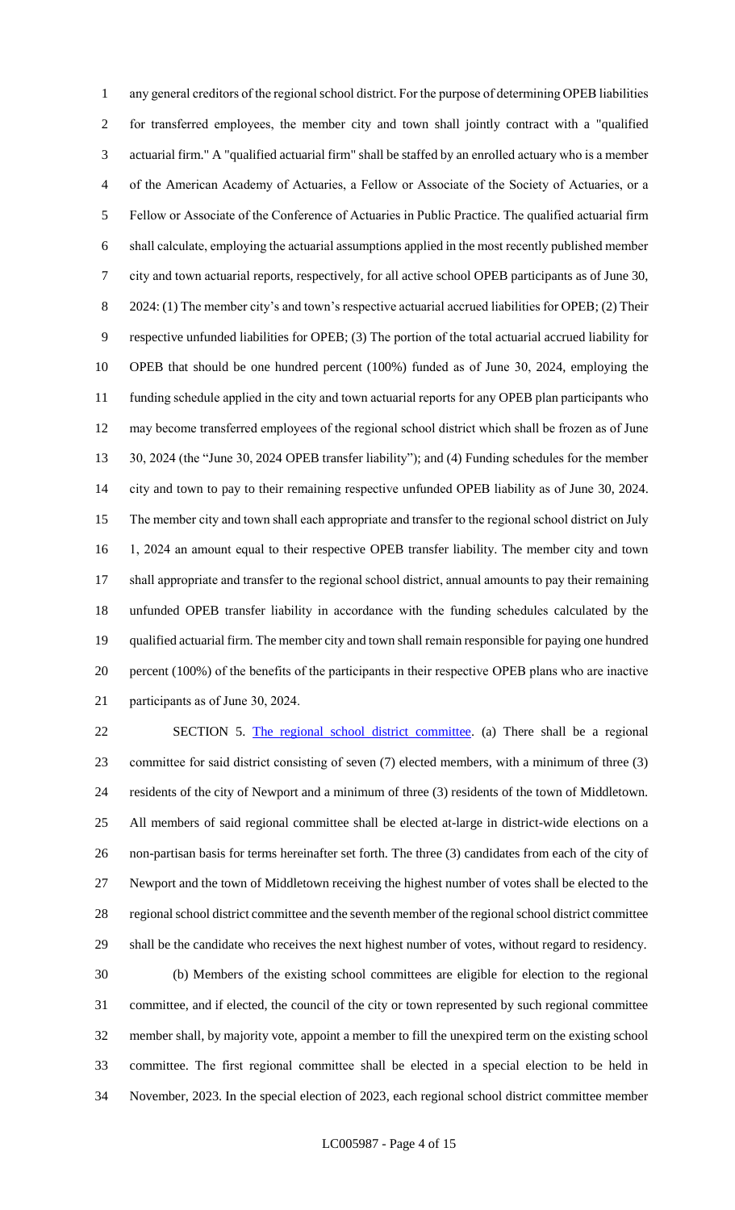any general creditors of the regional school district. For the purpose of determining OPEB liabilities for transferred employees, the member city and town shall jointly contract with a "qualified actuarial firm." A "qualified actuarial firm" shall be staffed by an enrolled actuary who is a member of the American Academy of Actuaries, a Fellow or Associate of the Society of Actuaries, or a Fellow or Associate of the Conference of Actuaries in Public Practice. The qualified actuarial firm shall calculate, employing the actuarial assumptions applied in the most recently published member city and town actuarial reports, respectively, for all active school OPEB participants as of June 30, 2024: (1) The member city's and town's respective actuarial accrued liabilities for OPEB; (2) Their respective unfunded liabilities for OPEB; (3) The portion of the total actuarial accrued liability for OPEB that should be one hundred percent (100%) funded as of June 30, 2024, employing the funding schedule applied in the city and town actuarial reports for any OPEB plan participants who may become transferred employees of the regional school district which shall be frozen as of June 30, 2024 (the "June 30, 2024 OPEB transfer liability"); and (4) Funding schedules for the member city and town to pay to their remaining respective unfunded OPEB liability as of June 30, 2024. The member city and town shall each appropriate and transfer to the regional school district on July 1, 2024 an amount equal to their respective OPEB transfer liability. The member city and town shall appropriate and transfer to the regional school district, annual amounts to pay their remaining unfunded OPEB transfer liability in accordance with the funding schedules calculated by the qualified actuarial firm. The member city and town shall remain responsible for paying one hundred percent (100%) of the benefits of the participants in their respective OPEB plans who are inactive participants as of June 30, 2024.

SECTION 5. The regional school district committee. (a) There shall be a regional committee for said district consisting of seven (7) elected members, with a minimum of three (3) residents of the city of Newport and a minimum of three (3) residents of the town of Middletown. All members of said regional committee shall be elected at-large in district-wide elections on a non-partisan basis for terms hereinafter set forth. The three (3) candidates from each of the city of Newport and the town of Middletown receiving the highest number of votes shall be elected to the regional school district committee and the seventh member of the regional school district committee shall be the candidate who receives the next highest number of votes, without regard to residency.

(b) Members of the existing school committees are eligible for election to the regional committee, and if elected, the council of the city or town represented by such regional committee member shall, by majority vote, appoint a member to fill the unexpired term on the existing school committee. The first regional committee shall be elected in a special election to be held in November, 2023. In the special election of 2023, each regional school district committee member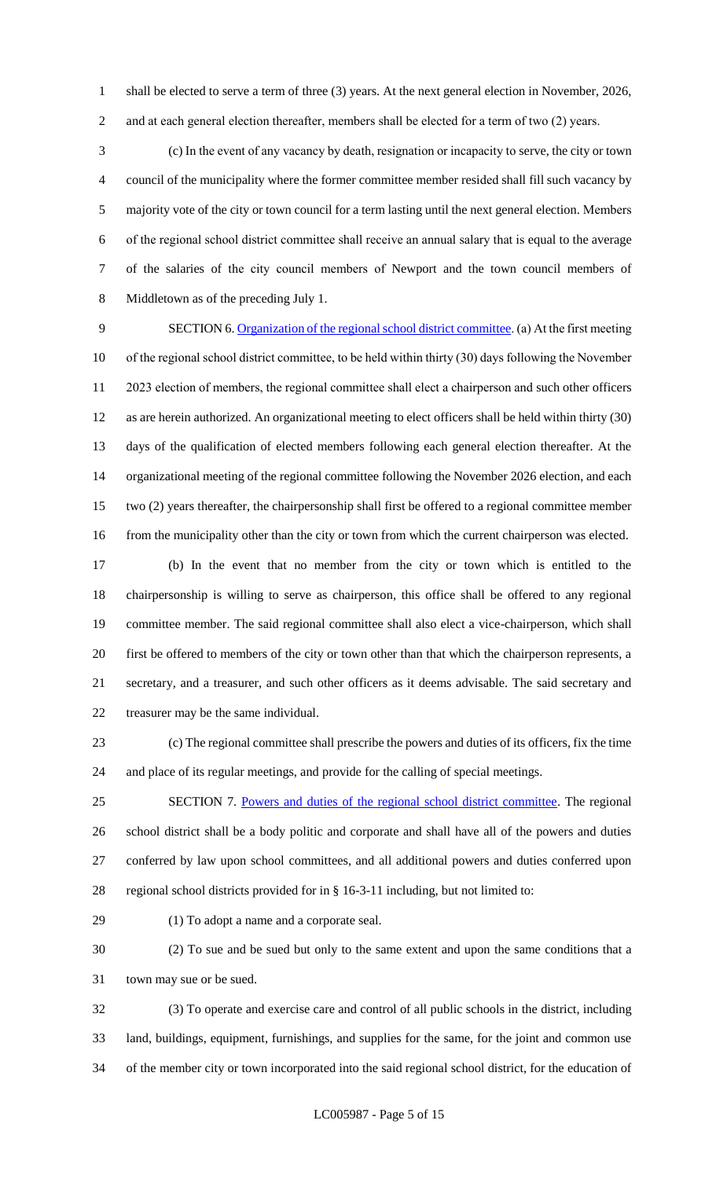shall be elected to serve a term of three (3) years. At the next general election in November, 2026, and at each general election thereafter, members shall be elected for a term of two (2) years.

(c) In the event of any vacancy by death, resignation or incapacity to serve, the city or town council of the municipality where the former committee member resided shall fill such vacancy by majority vote of the city or town council for a term lasting until the next general election. Members of the regional school district committee shall receive an annual salary that is equal to the average of the salaries of the city council members of Newport and the town council members of Middletown as of the preceding July 1.

SECTION 6. Organization of the regional school district committee. (a) At the first meeting of the regional school district committee, to be held within thirty (30) days following the November 2023 election of members, the regional committee shall elect a chairperson and such other officers as are herein authorized. An organizational meeting to elect officers shall be held within thirty (30) days of the qualification of elected members following each general election thereafter. At the organizational meeting of the regional committee following the November 2026 election, and each two (2) years thereafter, the chairpersonship shall first be offered to a regional committee member from the municipality other than the city or town from which the current chairperson was elected.

(b) In the event that no member from the city or town which is entitled to the chairpersonship is willing to serve as chairperson, this office shall be offered to any regional committee member. The said regional committee shall also elect a vice-chairperson, which shall first be offered to members of the city or town other than that which the chairperson represents, a secretary, and a treasurer, and such other officers as it deems advisable. The said secretary and treasurer may be the same individual.

(c) The regional committee shall prescribe the powers and duties of its officers, fix the time and place of its regular meetings, and provide for the calling of special meetings.

SECTION 7. Powers and duties of the regional school district committee. The regional school district shall be a body politic and corporate and shall have all of the powers and duties conferred by law upon school committees, and all additional powers and duties conferred upon regional school districts provided for in § 16-3-11 including, but not limited to:

(1) To adopt a name and a corporate seal.

(2) To sue and be sued but only to the same extent and upon the same conditions that a town may sue or be sued.

(3) To operate and exercise care and control of all public schools in the district, including land, buildings, equipment, furnishings, and supplies for the same, for the joint and common use of the member city or town incorporated into the said regional school district, for the education of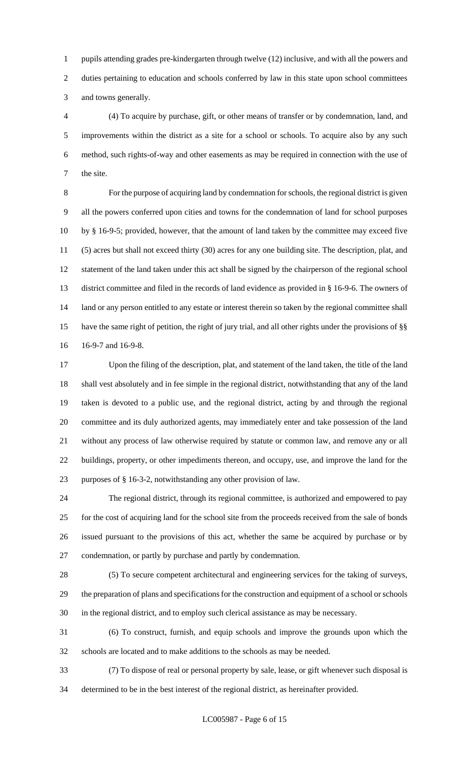pupils attending grades pre-kindergarten through twelve (12) inclusive, and with all the powers and duties pertaining to education and schools conferred by law in this state upon school committees and towns generally.

(4) To acquire by purchase, gift, or other means of transfer or by condemnation, land, and improvements within the district as a site for a school or schools. To acquire also by any such method, such rights-of-way and other easements as may be required in connection with the use of the site.

For the purpose of acquiring land by condemnation for schools, the regional district is given all the powers conferred upon cities and towns for the condemnation of land for school purposes by § 16-9-5; provided, however, that the amount of land taken by the committee may exceed five (5) acres but shall not exceed thirty (30) acres for any one building site. The description, plat, and statement of the land taken under this act shall be signed by the chairperson of the regional school district committee and filed in the records of land evidence as provided in § 16-9-6. The owners of land or any person entitled to any estate or interest therein so taken by the regional committee shall have the same right of petition, the right of jury trial, and all other rights under the provisions of §§ 16-9-7 and 16-9-8.

Upon the filing of the description, plat, and statement of the land taken, the title of the land shall vest absolutely and in fee simple in the regional district, notwithstanding that any of the land taken is devoted to a public use, and the regional district, acting by and through the regional committee and its duly authorized agents, may immediately enter and take possession of the land without any process of law otherwise required by statute or common law, and remove any or all buildings, property, or other impediments thereon, and occupy, use, and improve the land for the purposes of § 16-3-2, notwithstanding any other provision of law.

The regional district, through its regional committee, is authorized and empowered to pay for the cost of acquiring land for the school site from the proceeds received from the sale of bonds issued pursuant to the provisions of this act, whether the same be acquired by purchase or by condemnation, or partly by purchase and partly by condemnation.

(5) To secure competent architectural and engineering services for the taking of surveys, the preparation of plans and specifications for the construction and equipment of a school or schools in the regional district, and to employ such clerical assistance as may be necessary.

(6) To construct, furnish, and equip schools and improve the grounds upon which the schools are located and to make additions to the schools as may be needed.

(7) To dispose of real or personal property by sale, lease, or gift whenever such disposal is determined to be in the best interest of the regional district, as hereinafter provided.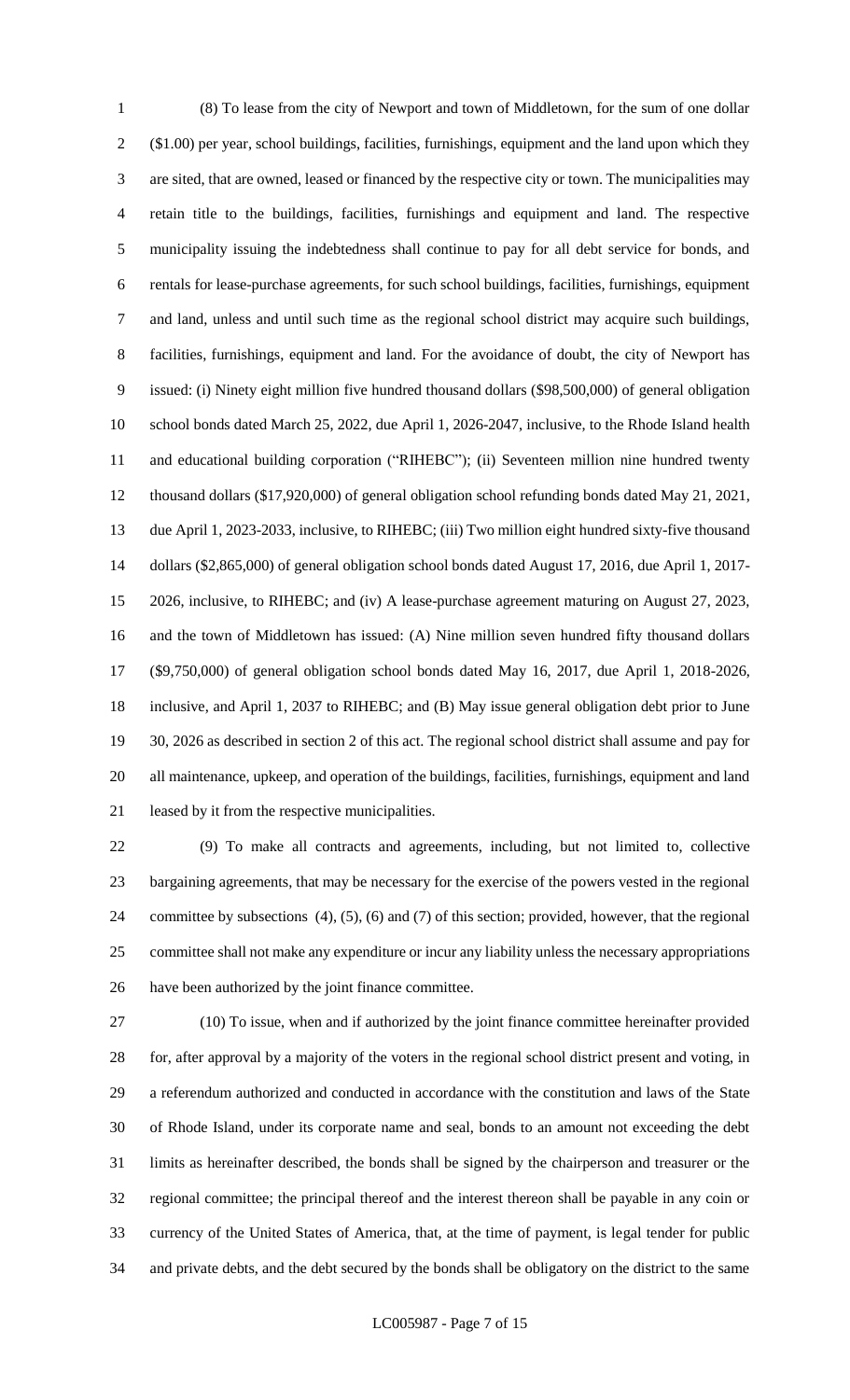(8) To lease from the city of Newport and town of Middletown, for the sum of one dollar ($1.00) per year, school buildings, facilities, furnishings, equipment and the land upon which they are sited, that are owned, leased or financed by the respective city or town. The municipalities may retain title to the buildings, facilities, furnishings and equipment and land. The respective municipality issuing the indebtedness shall continue to pay for all debt service for bonds, and rentals for lease-purchase agreements, for such school buildings, facilities, furnishings, equipment and land, unless and until such time as the regional school district may acquire such buildings, facilities, furnishings, equipment and land. For the avoidance of doubt, the city of Newport has issued: (i) Ninety eight million five hundred thousand dollars ($98,500,000) of general obligation school bonds dated March 25, 2022, due April 1, 2026-2047, inclusive, to the Rhode Island health and educational building corporation ("RIHEBC"); (ii) Seventeen million nine hundred twenty thousand dollars ($17,920,000) of general obligation school refunding bonds dated May 21, 2021, due April 1, 2023-2033, inclusive, to RIHEBC; (iii) Two million eight hundred sixty-five thousand dollars ($2,865,000) of general obligation school bonds dated August 17, 2016, due April 1, 2017-2026, inclusive, to RIHEBC; and (iv) A lease-purchase agreement maturing on August 27, 2023, and the town of Middletown has issued: (A) Nine million seven hundred fifty thousand dollars ($9,750,000) of general obligation school bonds dated May 16, 2017, due April 1, 2018-2026, inclusive, and April 1, 2037 to RIHEBC; and (B) May issue general obligation debt prior to June 30, 2026 as described in section 2 of this act. The regional school district shall assume and pay for all maintenance, upkeep, and operation of the buildings, facilities, furnishings, equipment and land leased by it from the respective municipalities.

(9) To make all contracts and agreements, including, but not limited to, collective bargaining agreements, that may be necessary for the exercise of the powers vested in the regional committee by subsections (4), (5), (6) and (7) of this section; provided, however, that the regional committee shall not make any expenditure or incur any liability unless the necessary appropriations have been authorized by the joint finance committee.

(10) To issue, when and if authorized by the joint finance committee hereinafter provided for, after approval by a majority of the voters in the regional school district present and voting, in a referendum authorized and conducted in accordance with the constitution and laws of the State of Rhode Island, under its corporate name and seal, bonds to an amount not exceeding the debt limits as hereinafter described, the bonds shall be signed by the chairperson and treasurer or the regional committee; the principal thereof and the interest thereon shall be payable in any coin or currency of the United States of America, that, at the time of payment, is legal tender for public and private debts, and the debt secured by the bonds shall be obligatory on the district to the same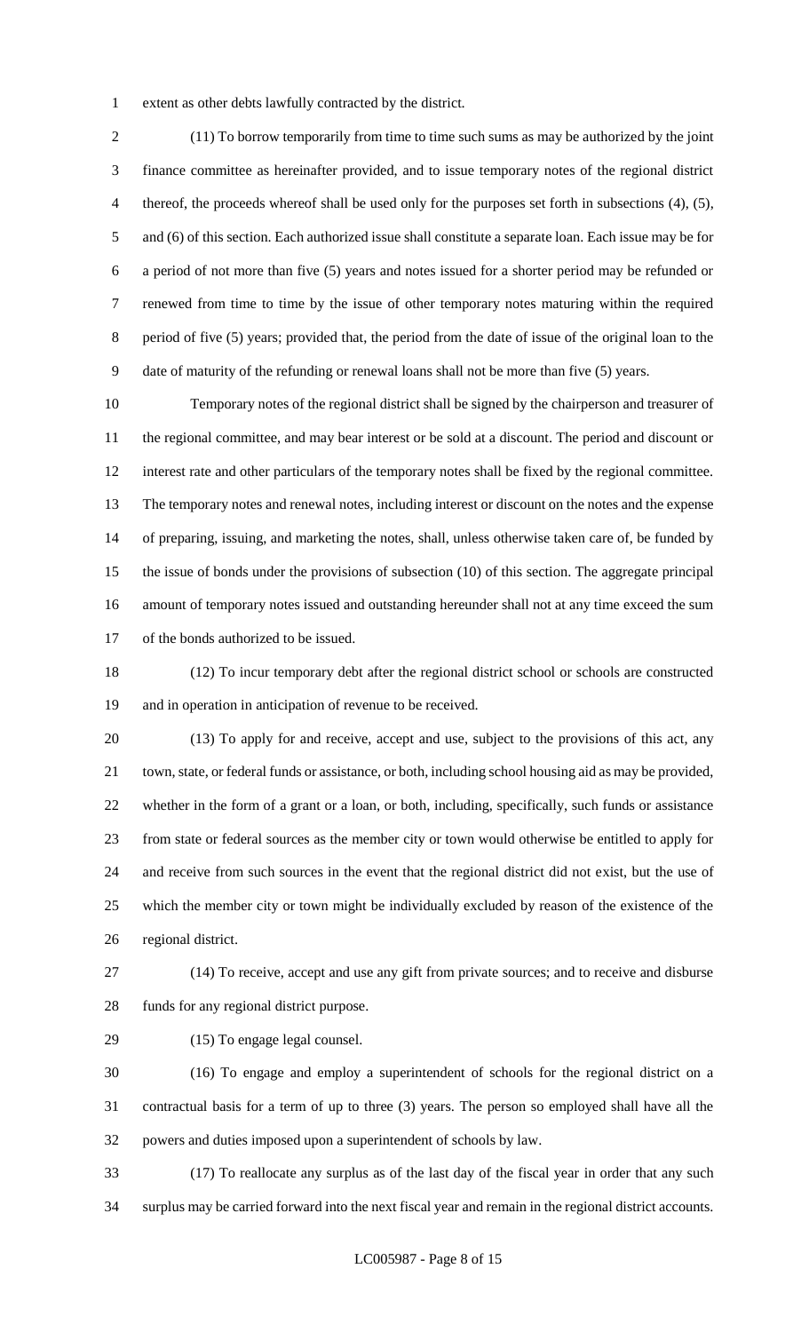extent as other debts lawfully contracted by the district.

(11) To borrow temporarily from time to time such sums as may be authorized by the joint finance committee as hereinafter provided, and to issue temporary notes of the regional district thereof, the proceeds whereof shall be used only for the purposes set forth in subsections (4), (5), and (6) of this section. Each authorized issue shall constitute a separate loan. Each issue may be for a period of not more than five (5) years and notes issued for a shorter period may be refunded or renewed from time to time by the issue of other temporary notes maturing within the required period of five (5) years; provided that, the period from the date of issue of the original loan to the date of maturity of the refunding or renewal loans shall not be more than five (5) years.

Temporary notes of the regional district shall be signed by the chairperson and treasurer of the regional committee, and may bear interest or be sold at a discount. The period and discount or interest rate and other particulars of the temporary notes shall be fixed by the regional committee. The temporary notes and renewal notes, including interest or discount on the notes and the expense of preparing, issuing, and marketing the notes, shall, unless otherwise taken care of, be funded by the issue of bonds under the provisions of subsection (10) of this section. The aggregate principal amount of temporary notes issued and outstanding hereunder shall not at any time exceed the sum of the bonds authorized to be issued.

(12) To incur temporary debt after the regional district school or schools are constructed and in operation in anticipation of revenue to be received.

(13) To apply for and receive, accept and use, subject to the provisions of this act, any town, state, or federal funds or assistance, or both, including school housing aid as may be provided, whether in the form of a grant or a loan, or both, including, specifically, such funds or assistance from state or federal sources as the member city or town would otherwise be entitled to apply for and receive from such sources in the event that the regional district did not exist, but the use of which the member city or town might be individually excluded by reason of the existence of the regional district.

(14) To receive, accept and use any gift from private sources; and to receive and disburse funds for any regional district purpose.

(15) To engage legal counsel.

(16) To engage and employ a superintendent of schools for the regional district on a contractual basis for a term of up to three (3) years. The person so employed shall have all the powers and duties imposed upon a superintendent of schools by law.

(17) To reallocate any surplus as of the last day of the fiscal year in order that any such surplus may be carried forward into the next fiscal year and remain in the regional district accounts.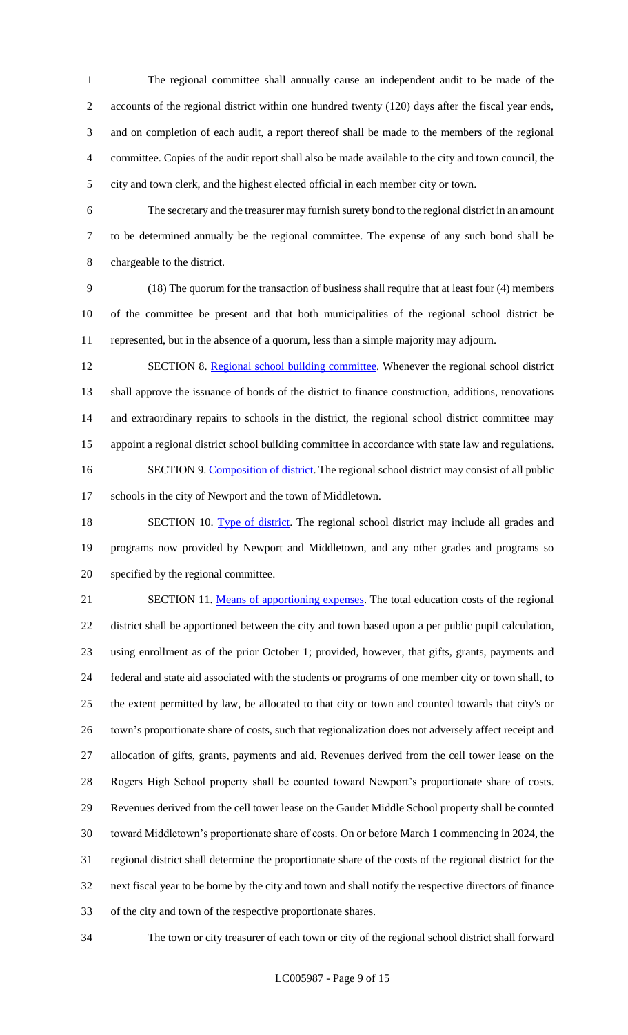The regional committee shall annually cause an independent audit to be made of the accounts of the regional district within one hundred twenty (120) days after the fiscal year ends, and on completion of each audit, a report thereof shall be made to the members of the regional committee. Copies of the audit report shall also be made available to the city and town council, the city and town clerk, and the highest elected official in each member city or town.

The secretary and the treasurer may furnish surety bond to the regional district in an amount to be determined annually be the regional committee. The expense of any such bond shall be chargeable to the district.

(18) The quorum for the transaction of business shall require that at least four (4) members of the committee be present and that both municipalities of the regional school district be represented, but in the absence of a quorum, less than a simple majority may adjourn.

SECTION 8. Regional school building committee. Whenever the regional school district shall approve the issuance of bonds of the district to finance construction, additions, renovations and extraordinary repairs to schools in the district, the regional school district committee may appoint a regional district school building committee in accordance with state law and regulations.

SECTION 9. Composition of district. The regional school district may consist of all public schools in the city of Newport and the town of Middletown.

SECTION 10. Type of district. The regional school district may include all grades and programs now provided by Newport and Middletown, and any other grades and programs so specified by the regional committee.

SECTION 11. Means of apportioning expenses. The total education costs of the regional district shall be apportioned between the city and town based upon a per public pupil calculation, using enrollment as of the prior October 1; provided, however, that gifts, grants, payments and federal and state aid associated with the students or programs of one member city or town shall, to the extent permitted by law, be allocated to that city or town and counted towards that city's or town's proportionate share of costs, such that regionalization does not adversely affect receipt and allocation of gifts, grants, payments and aid. Revenues derived from the cell tower lease on the Rogers High School property shall be counted toward Newport's proportionate share of costs. Revenues derived from the cell tower lease on the Gaudet Middle School property shall be counted toward Middletown's proportionate share of costs. On or before March 1 commencing in 2024, the regional district shall determine the proportionate share of the costs of the regional district for the next fiscal year to be borne by the city and town and shall notify the respective directors of finance of the city and town of the respective proportionate shares.

The town or city treasurer of each town or city of the regional school district shall forward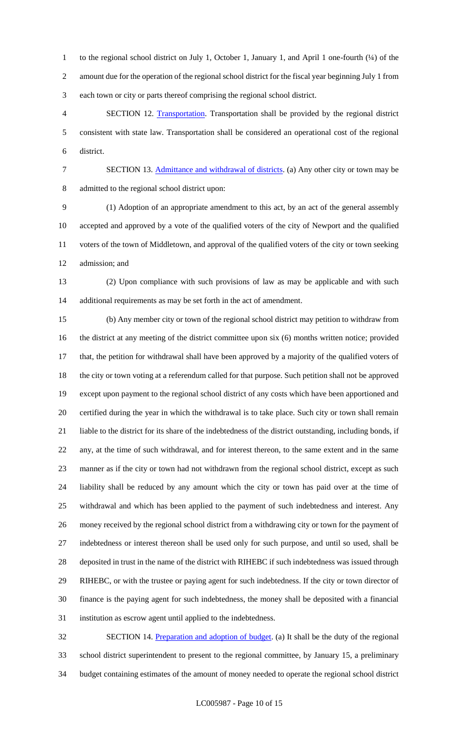to the regional school district on July 1, October 1, January 1, and April 1 one-fourth (¼) of the amount due for the operation of the regional school district for the fiscal year beginning July 1 from each town or city or parts thereof comprising the regional school district.

SECTION 12. Transportation. Transportation shall be provided by the regional district consistent with state law. Transportation shall be considered an operational cost of the regional district.

SECTION 13. Admittance and withdrawal of districts. (a) Any other city or town may be admitted to the regional school district upon:

(1) Adoption of an appropriate amendment to this act, by an act of the general assembly accepted and approved by a vote of the qualified voters of the city of Newport and the qualified voters of the town of Middletown, and approval of the qualified voters of the city or town seeking admission; and

(2) Upon compliance with such provisions of law as may be applicable and with such additional requirements as may be set forth in the act of amendment.

(b) Any member city or town of the regional school district may petition to withdraw from the district at any meeting of the district committee upon six (6) months written notice; provided that, the petition for withdrawal shall have been approved by a majority of the qualified voters of the city or town voting at a referendum called for that purpose. Such petition shall not be approved except upon payment to the regional school district of any costs which have been apportioned and certified during the year in which the withdrawal is to take place. Such city or town shall remain liable to the district for its share of the indebtedness of the district outstanding, including bonds, if any, at the time of such withdrawal, and for interest thereon, to the same extent and in the same manner as if the city or town had not withdrawn from the regional school district, except as such liability shall be reduced by any amount which the city or town has paid over at the time of withdrawal and which has been applied to the payment of such indebtedness and interest. Any money received by the regional school district from a withdrawing city or town for the payment of indebtedness or interest thereon shall be used only for such purpose, and until so used, shall be deposited in trust in the name of the district with RIHEBC if such indebtedness was issued through RIHEBC, or with the trustee or paying agent for such indebtedness. If the city or town director of finance is the paying agent for such indebtedness, the money shall be deposited with a financial institution as escrow agent until applied to the indebtedness.

SECTION 14. Preparation and adoption of budget. (a) It shall be the duty of the regional school district superintendent to present to the regional committee, by January 15, a preliminary budget containing estimates of the amount of money needed to operate the regional school district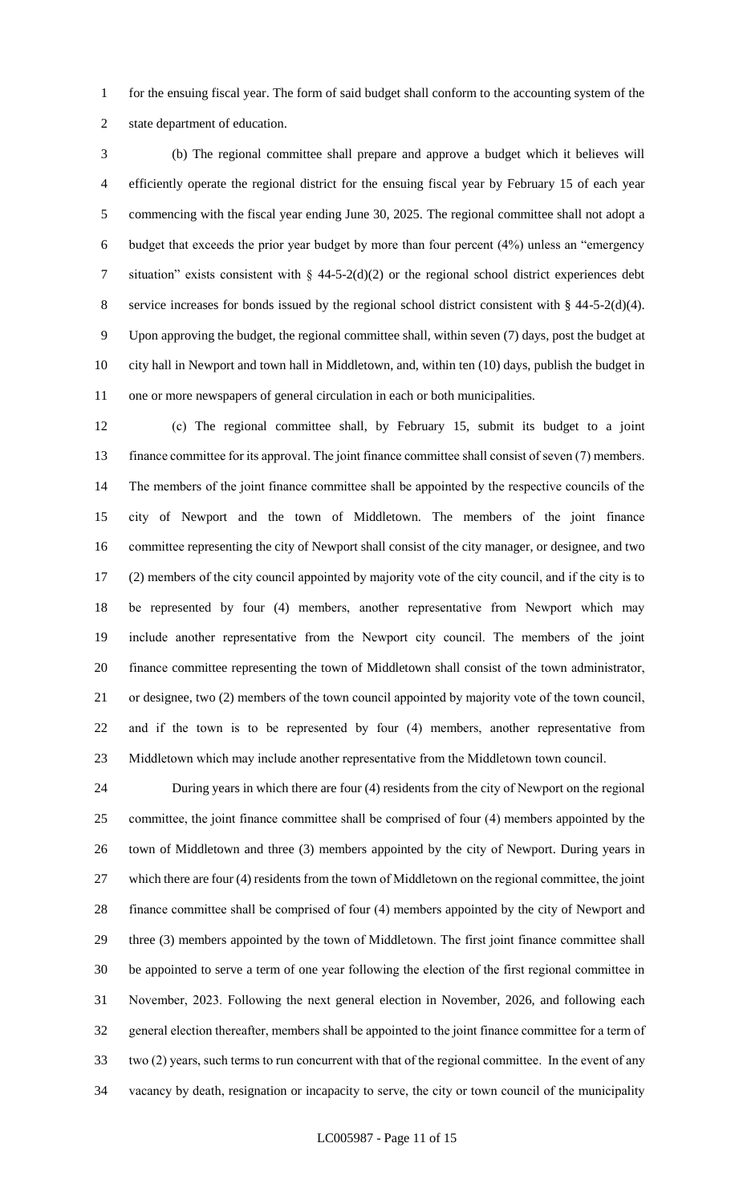for the ensuing fiscal year. The form of said budget shall conform to the accounting system of the state department of education.

(b) The regional committee shall prepare and approve a budget which it believes will efficiently operate the regional district for the ensuing fiscal year by February 15 of each year commencing with the fiscal year ending June 30, 2025. The regional committee shall not adopt a budget that exceeds the prior year budget by more than four percent (4%) unless an "emergency situation" exists consistent with § 44-5-2(d)(2) or the regional school district experiences debt service increases for bonds issued by the regional school district consistent with § 44-5-2(d)(4). Upon approving the budget, the regional committee shall, within seven (7) days, post the budget at city hall in Newport and town hall in Middletown, and, within ten (10) days, publish the budget in one or more newspapers of general circulation in each or both municipalities.

(c) The regional committee shall, by February 15, submit its budget to a joint finance committee for its approval. The joint finance committee shall consist of seven (7) members. The members of the joint finance committee shall be appointed by the respective councils of the city of Newport and the town of Middletown. The members of the joint finance committee representing the city of Newport shall consist of the city manager, or designee, and two (2) members of the city council appointed by majority vote of the city council, and if the city is to be represented by four (4) members, another representative from Newport which may include another representative from the Newport city council. The members of the joint finance committee representing the town of Middletown shall consist of the town administrator, or designee, two (2) members of the town council appointed by majority vote of the town council, and if the town is to be represented by four (4) members, another representative from Middletown which may include another representative from the Middletown town council.

During years in which there are four (4) residents from the city of Newport on the regional committee, the joint finance committee shall be comprised of four (4) members appointed by the town of Middletown and three (3) members appointed by the city of Newport. During years in which there are four (4) residents from the town of Middletown on the regional committee, the joint finance committee shall be comprised of four (4) members appointed by the city of Newport and three (3) members appointed by the town of Middletown. The first joint finance committee shall be appointed to serve a term of one year following the election of the first regional committee in November, 2023. Following the next general election in November, 2026, and following each general election thereafter, members shall be appointed to the joint finance committee for a term of two (2) years, such terms to run concurrent with that of the regional committee. In the event of any vacancy by death, resignation or incapacity to serve, the city or town council of the municipality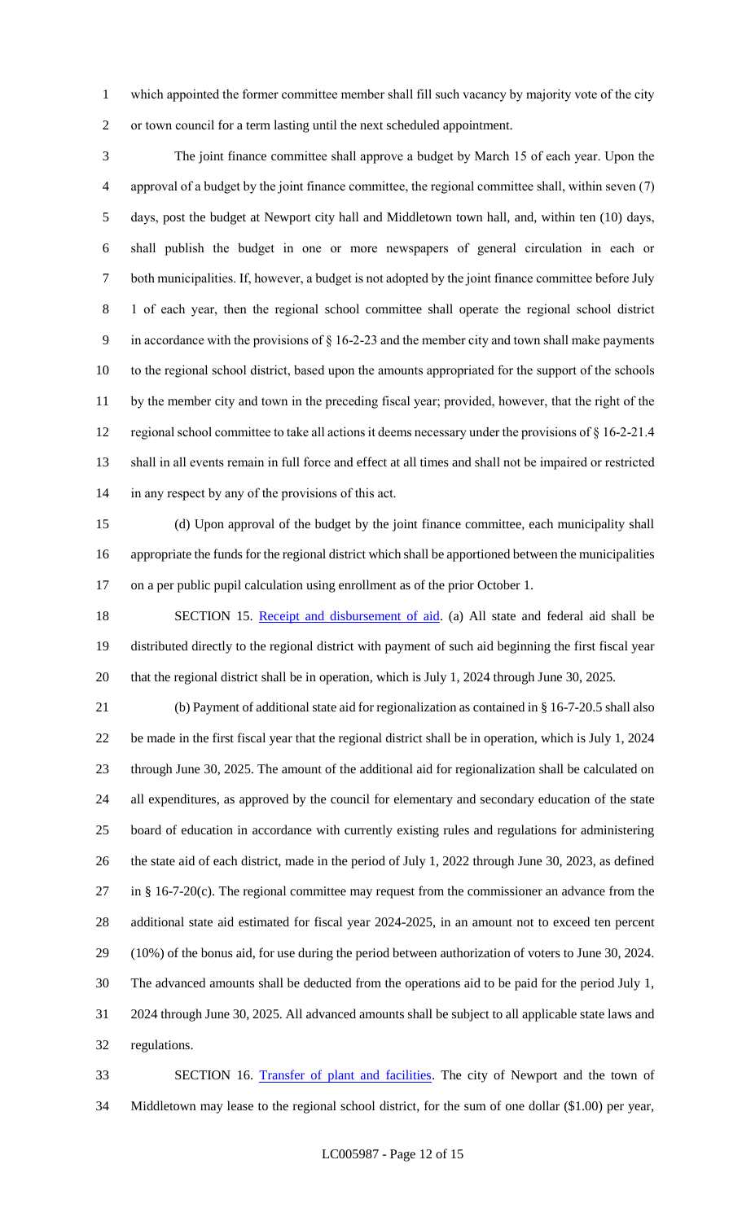which appointed the former committee member shall fill such vacancy by majority vote of the city or town council for a term lasting until the next scheduled appointment.

The joint finance committee shall approve a budget by March 15 of each year. Upon the approval of a budget by the joint finance committee, the regional committee shall, within seven (7) days, post the budget at Newport city hall and Middletown town hall, and, within ten (10) days, shall publish the budget in one or more newspapers of general circulation in each or both municipalities. If, however, a budget is not adopted by the joint finance committee before July 1 of each year, then the regional school committee shall operate the regional school district in accordance with the provisions of § 16-2-23 and the member city and town shall make payments to the regional school district, based upon the amounts appropriated for the support of the schools by the member city and town in the preceding fiscal year; provided, however, that the right of the regional school committee to take all actions it deems necessary under the provisions of § 16-2-21.4 shall in all events remain in full force and effect at all times and shall not be impaired or restricted in any respect by any of the provisions of this act.

(d) Upon approval of the budget by the joint finance committee, each municipality shall appropriate the funds for the regional district which shall be apportioned between the municipalities on a per public pupil calculation using enrollment as of the prior October 1.

SECTION 15. Receipt and disbursement of aid. (a) All state and federal aid shall be distributed directly to the regional district with payment of such aid beginning the first fiscal year that the regional district shall be in operation, which is July 1, 2024 through June 30, 2025.

(b) Payment of additional state aid for regionalization as contained in § 16-7-20.5 shall also be made in the first fiscal year that the regional district shall be in operation, which is July 1, 2024 through June 30, 2025. The amount of the additional aid for regionalization shall be calculated on all expenditures, as approved by the council for elementary and secondary education of the state board of education in accordance with currently existing rules and regulations for administering the state aid of each district, made in the period of July 1, 2022 through June 30, 2023, as defined in § 16-7-20(c). The regional committee may request from the commissioner an advance from the additional state aid estimated for fiscal year 2024-2025, in an amount not to exceed ten percent (10%) of the bonus aid, for use during the period between authorization of voters to June 30, 2024. The advanced amounts shall be deducted from the operations aid to be paid for the period July 1, 2024 through June 30, 2025. All advanced amounts shall be subject to all applicable state laws and regulations.

SECTION 16. Transfer of plant and facilities. The city of Newport and the town of Middletown may lease to the regional school district, for the sum of one dollar ($1.00) per year,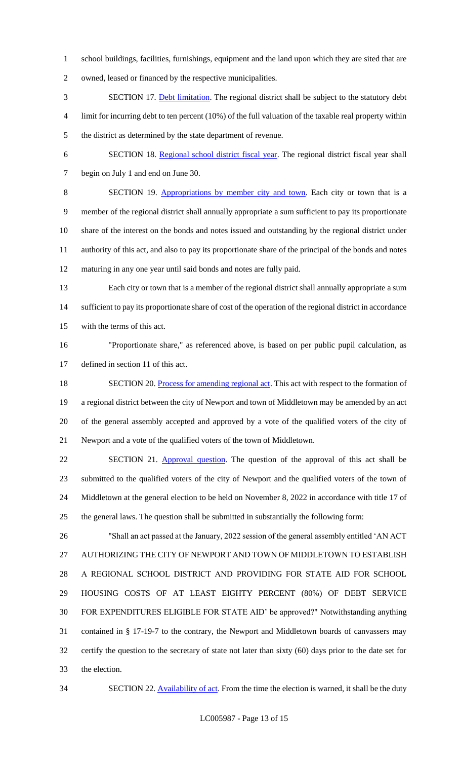school buildings, facilities, furnishings, equipment and the land upon which they are sited that are owned, leased or financed by the respective municipalities.

SECTION 17. Debt limitation. The regional district shall be subject to the statutory debt limit for incurring debt to ten percent (10%) of the full valuation of the taxable real property within the district as determined by the state department of revenue.

SECTION 18. Regional school district fiscal year. The regional district fiscal year shall begin on July 1 and end on June 30.

SECTION 19. Appropriations by member city and town. Each city or town that is a member of the regional district shall annually appropriate a sum sufficient to pay its proportionate share of the interest on the bonds and notes issued and outstanding by the regional district under authority of this act, and also to pay its proportionate share of the principal of the bonds and notes maturing in any one year until said bonds and notes are fully paid.

Each city or town that is a member of the regional district shall annually appropriate a sum sufficient to pay its proportionate share of cost of the operation of the regional district in accordance with the terms of this act.

"Proportionate share," as referenced above, is based on per public pupil calculation, as defined in section 11 of this act.

SECTION 20. Process for amending regional act. This act with respect to the formation of a regional district between the city of Newport and town of Middletown may be amended by an act of the general assembly accepted and approved by a vote of the qualified voters of the city of Newport and a vote of the qualified voters of the town of Middletown.

SECTION 21. Approval question. The question of the approval of this act shall be submitted to the qualified voters of the city of Newport and the qualified voters of the town of Middletown at the general election to be held on November 8, 2022 in accordance with title 17 of the general laws. The question shall be submitted in substantially the following form:

"Shall an act passed at the January, 2022 session of the general assembly entitled 'AN ACT AUTHORIZING THE CITY OF NEWPORT AND TOWN OF MIDDLETOWN TO ESTABLISH A REGIONAL SCHOOL DISTRICT AND PROVIDING FOR STATE AID FOR SCHOOL HOUSING COSTS OF AT LEAST EIGHTY PERCENT (80%) OF DEBT SERVICE FOR EXPENDITURES ELIGIBLE FOR STATE AID' be approved?" Notwithstanding anything contained in § 17-19-7 to the contrary, the Newport and Middletown boards of canvassers may certify the question to the secretary of state not later than sixty (60) days prior to the date set for the election.

SECTION 22. Availability of act. From the time the election is warned, it shall be the duty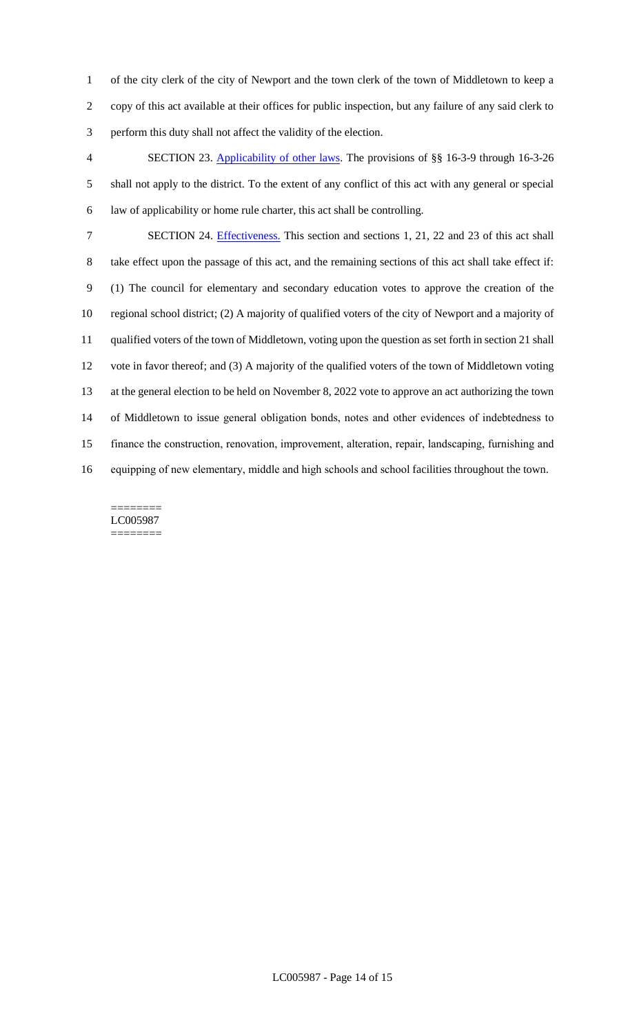of the city clerk of the city of Newport and the town clerk of the town of Middletown to keep a copy of this act available at their offices for public inspection, but any failure of any said clerk to perform this duty shall not affect the validity of the election.

SECTION 23. Applicability of other laws. The provisions of §§ 16-3-9 through 16-3-26 shall not apply to the district. To the extent of any conflict of this act with any general or special law of applicability or home rule charter, this act shall be controlling.

SECTION 24. Effectiveness. This section and sections 1, 21, 22 and 23 of this act shall take effect upon the passage of this act, and the remaining sections of this act shall take effect if: (1) The council for elementary and secondary education votes to approve the creation of the regional school district; (2) A majority of qualified voters of the city of Newport and a majority of qualified voters of the town of Middletown, voting upon the question as set forth in section 21 shall vote in favor thereof; and (3) A majority of the qualified voters of the town of Middletown voting at the general election to be held on November 8, 2022 vote to approve an act authorizing the town of Middletown to issue general obligation bonds, notes and other evidences of indebtedness to finance the construction, renovation, improvement, alteration, repair, landscaping, furnishing and equipping of new elementary, middle and high schools and school facilities throughout the town.

========
LC005987
========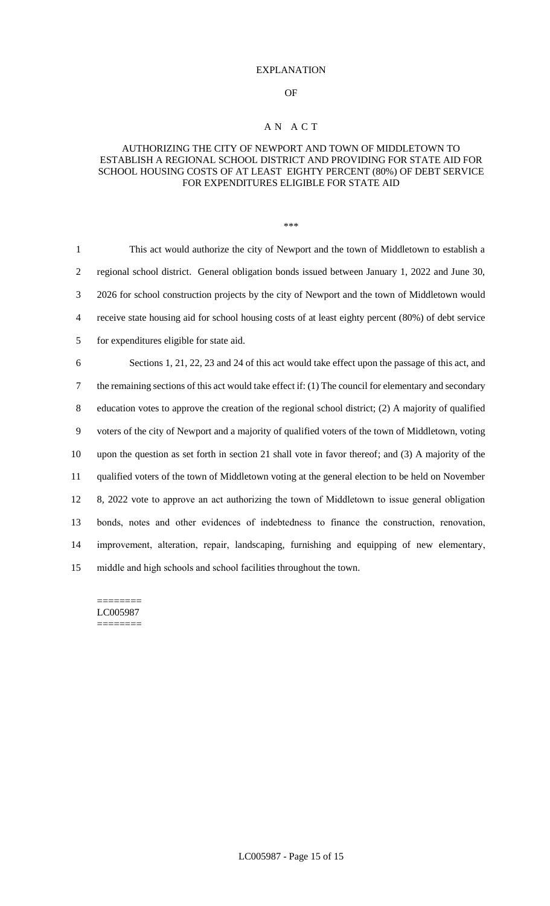EXPLANATION

OF

A N A C T

AUTHORIZING THE CITY OF NEWPORT AND TOWN OF MIDDLETOWN TO ESTABLISH A REGIONAL SCHOOL DISTRICT AND PROVIDING FOR STATE AID FOR SCHOOL HOUSING COSTS OF AT LEAST EIGHTY PERCENT (80%) OF DEBT SERVICE FOR EXPENDITURES ELIGIBLE FOR STATE AID

\*\*\*

This act would authorize the city of Newport and the town of Middletown to establish a regional school district. General obligation bonds issued between January 1, 2022 and June 30, 2026 for school construction projects by the city of Newport and the town of Middletown would receive state housing aid for school housing costs of at least eighty percent (80%) of debt service for expenditures eligible for state aid.

Sections 1, 21, 22, 23 and 24 of this act would take effect upon the passage of this act, and the remaining sections of this act would take effect if: (1) The council for elementary and secondary education votes to approve the creation of the regional school district; (2) A majority of qualified voters of the city of Newport and a majority of qualified voters of the town of Middletown, voting upon the question as set forth in section 21 shall vote in favor thereof; and (3) A majority of the qualified voters of the town of Middletown voting at the general election to be held on November 8, 2022 vote to approve an act authorizing the town of Middletown to issue general obligation bonds, notes and other evidences of indebtedness to finance the construction, renovation, improvement, alteration, repair, landscaping, furnishing and equipping of new elementary, middle and high schools and school facilities throughout the town.

========
LC005987
========